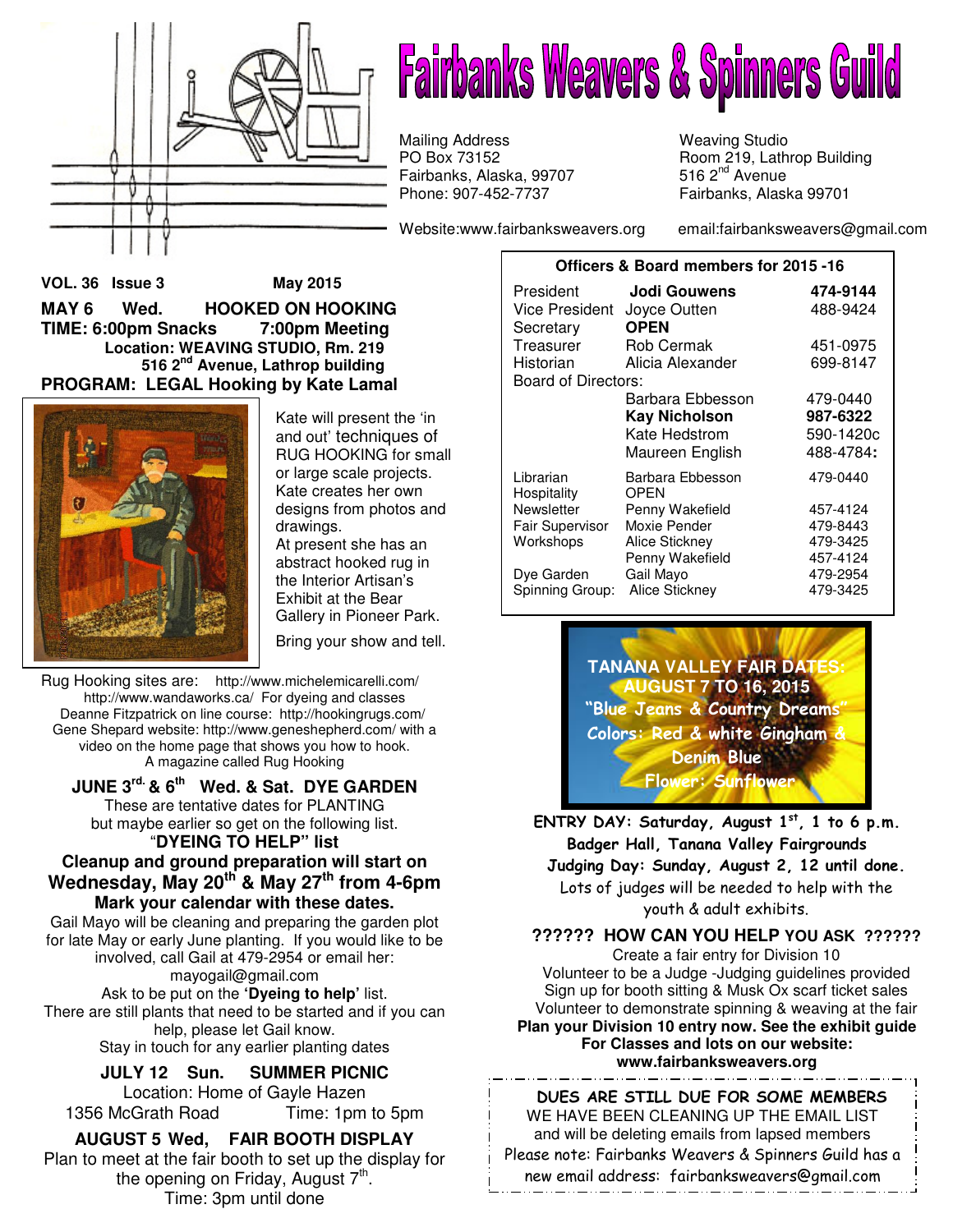# Fairbanks Weavers & Spinners Guild

Mailing Address
PO Box 73152
Fairbanks, Alaska, 99707
Phone: 907-452-7737

Weaving Studio
Room 219, Lathrop Building
516 2nd Avenue
Fairbanks, Alaska 99701

Website:www.fairbanksweavers.org email:fairbanksweavers@gmail.com

**VOL. 36 Issue 3 May 2015**

## MAY 6 Wed. HOOKED ON HOOKING

**TIME: 6:00pm Snacks 7:00pm Meeting**

**Location: WEAVING STUDIO, Rm. 219**
**516 2nd Avenue, Lathrop building**

**PROGRAM: LEGAL Hooking by Kate Lamal**

Kate will present the 'in and out' techniques of RUG HOOKING for small or large scale projects. Kate creates her own designs from photos and drawings.
At present she has an abstract hooked rug in the Interior Artisan's Exhibit at the Bear Gallery in Pioneer Park.

Bring your show and tell.

Rug Hooking sites are: http://www.michelemicarelli.com/
http://www.wandaworks.ca/ For dyeing and classes
Deanne Fitzpatrick on line course: http://hookingrugs.com/
Gene Shepard website: http://www.geneshepherd.com/ with a video on the home page that shows you how to hook.
A magazine called Rug Hooking

## JUNE 3rd. & 6th Wed. & Sat. DYE GARDEN

These are tentative dates for PLANTING but maybe earlier so get on the following list.

**"DYEING TO HELP" list**

**Cleanup and ground preparation will start on Wednesday, May 20th & May 27th from 4-6pm**

**Mark your calendar with these dates.**

Gail Mayo will be cleaning and preparing the garden plot for late May or early June planting. If you would like to be involved, call Gail at 479-2954 or email her: mayogail@gmail.com

Ask to be put on the **'Dyeing to help'** list.
There are still plants that need to be started and if you can help, please let Gail know.
Stay in touch for any earlier planting dates

## JULY 12 Sun. SUMMER PICNIC

Location: Home of Gayle Hazen
1356 McGrath Road Time: 1pm to 5pm

## AUGUST 5 Wed, FAIR BOOTH DISPLAY

Plan to meet at the fair booth to set up the display for the opening on Friday, August 7th.
Time: 3pm until done

**Officers & Board members for 2015 -16**

| | | |
|---|---|---|
| President | **Jodi Gouwens** | **474-9144** |
| Vice President | Joyce Outten | 488-9424 |
| Secretary | **OPEN** | |
| Treasurer | Rob Cermak | 451-0975 |
| Historian | Alicia Alexander | 699-8147 |
| Board of Directors: | | |
| | Barbara Ebbesson | 479-0440 |
| | **Kay Nicholson** | **987-6322** |
| | Kate Hedstrom | 590-1420c |
| | Maureen English | 488-4784**:** |
| Librarian | Barbara Ebbesson | 479-0440 |
| Hospitality | OPEN | |
| Newsletter | Penny Wakefield | 457-4124 |
| Fair Supervisor | Moxie Pender | 479-8443 |
| Workshops | Alice Stickney | 479-3425 |
| | Penny Wakefield | 457-4124 |
| Dye Garden | Gail Mayo | 479-2954 |
| Spinning Group: | Alice Stickney | 479-3425 |

**TANANA VALLEY FAIR DATES: AUGUST 7 TO 16, 2015**
**"Blue Jeans & Country Dreams"**
**Colors: Red & white Gingham & Denim Blue**
**Flower: Sunflower**

**ENTRY DAY: Saturday, August 1st, 1 to 6 p.m.**
**Badger Hall, Tanana Valley Fairgrounds**
**Judging Day: Sunday, August 2, 12 until done.**
Lots of judges will be needed to help with the youth & adult exhibits.

**?????? HOW CAN YOU HELP YOU ASK ??????**

Create a fair entry for Division 10
Volunteer to be a Judge -Judging guidelines provided
Sign up for booth sitting & Musk Ox scarf ticket sales
Volunteer to demonstrate spinning & weaving at the fair
**Plan your Division 10 entry now. See the exhibit guide For Classes and lots on our website: www.fairbanksweavers.org**

**DUES ARE STILL DUE FOR SOME MEMBERS**
WE HAVE BEEN CLEANING UP THE EMAIL LIST and will be deleting emails from lapsed members
Please note: Fairbanks Weavers & Spinners Guild has a new email address: fairbanksweavers@gmail.com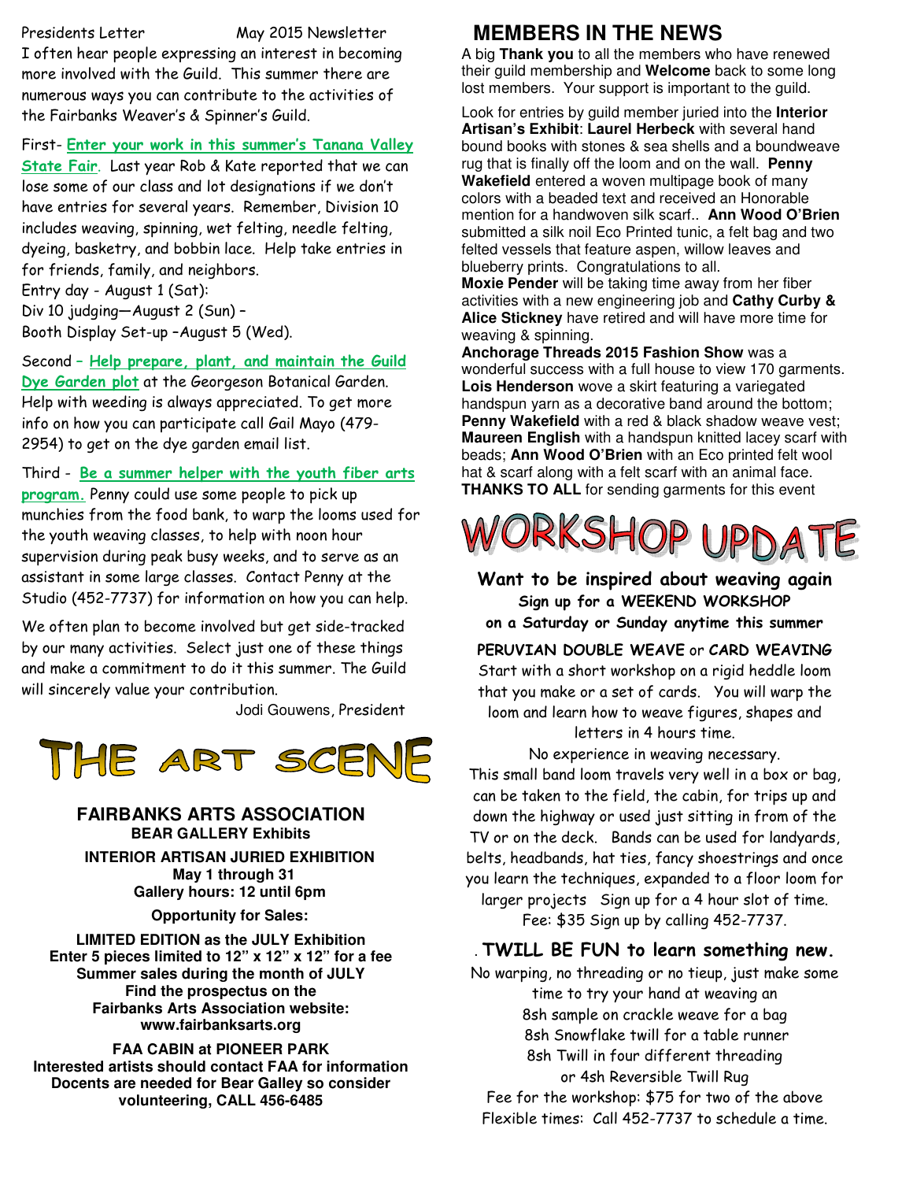Presidents Letter May 2015 Newsletter

I often hear people expressing an interest in becoming more involved with the Guild. This summer there are numerous ways you can contribute to the activities of the Fairbanks Weaver's & Spinner's Guild.

First- **Enter your work in this summer's Tanana Valley State Fair**. Last year Rob & Kate reported that we can lose some of our class and lot designations if we don't have entries for several years. Remember, Division 10 includes weaving, spinning, wet felting, needle felting, dyeing, basketry, and bobbin lace. Help take entries in for friends, family, and neighbors.

Entry day - August 1 (Sat):
Div 10 judging—August 2 (Sun) –
Booth Display Set-up –August 5 (Wed).

Second – **Help prepare, plant, and maintain the Guild Dye Garden plot** at the Georgeson Botanical Garden. Help with weeding is always appreciated. To get more info on how you can participate call Gail Mayo (479-2954) to get on the dye garden email list.

Third - **Be a summer helper with the youth fiber arts program.** Penny could use some people to pick up munchies from the food bank, to warp the looms used for the youth weaving classes, to help with noon hour supervision during peak busy weeks, and to serve as an assistant in some large classes. Contact Penny at the Studio (452-7737) for information on how you can help.

We often plan to become involved but get side-tracked by our many activities. Select just one of these things and make a commitment to do it this summer. The Guild will sincerely value your contribution.

Jodi Gouwens, President

# THE ART SCENE

### FAIRBANKS ARTS ASSOCIATION

**BEAR GALLERY Exhibits**

**INTERIOR ARTISAN JURIED EXHIBITION**
**May 1 through 31**
**Gallery hours: 12 until 6pm**

**Opportunity for Sales:**

**LIMITED EDITION as the JULY Exhibition**
**Enter 5 pieces limited to 12" x 12" x 12" for a fee**
**Summer sales during the month of JULY**
**Find the prospectus on the**
**Fairbanks Arts Association website:**
**www.fairbanksarts.org**

**FAA CABIN at PIONEER PARK**
**Interested artists should contact FAA for information**
**Docents are needed for Bear Galley so consider volunteering, CALL 456-6485**

## MEMBERS IN THE NEWS

A big **Thank you** to all the members who have renewed their guild membership and **Welcome** back to some long lost members. Your support is important to the guild.

Look for entries by guild member juried into the **Interior Artisan's Exhibit**: **Laurel Herbeck** with several hand bound books with stones & sea shells and a boundweave rug that is finally off the loom and on the wall. **Penny Wakefield** entered a woven multipage book of many colors with a beaded text and received an Honorable mention for a handwoven silk scarf.. **Ann Wood O'Brien** submitted a silk noil Eco Printed tunic, a felt bag and two felted vessels that feature aspen, willow leaves and blueberry prints. Congratulations to all.

**Moxie Pender** will be taking time away from her fiber activities with a new engineering job and **Cathy Curby & Alice Stickney** have retired and will have more time for weaving & spinning.

**Anchorage Threads 2015 Fashion Show** was a wonderful success with a full house to view 170 garments. **Lois Henderson** wove a skirt featuring a variegated handspun yarn as a decorative band around the bottom; **Penny Wakefield** with a red & black shadow weave vest; **Maureen English** with a handspun knitted lacey scarf with beads; **Ann Wood O'Brien** with an Eco printed felt wool hat & scarf along with a felt scarf with an animal face. **THANKS TO ALL** for sending garments for this event

# WORKSHOP UPDATE

**Want to be inspired about weaving again**
**Sign up for a WEEKEND WORKSHOP**
**on a Saturday or Sunday anytime this summer**

**PERUVIAN DOUBLE WEAVE** or **CARD WEAVING**

Start with a short workshop on a rigid heddle loom that you make or a set of cards. You will warp the loom and learn how to weave figures, shapes and letters in 4 hours time.

No experience in weaving necessary.

This small band loom travels very well in a box or bag, can be taken to the field, the cabin, for trips up and down the highway or used just sitting in from of the TV or on the deck. Bands can be used for landyards, belts, headbands, hat ties, fancy shoestrings and once you learn the techniques, expanded to a floor loom for larger projects Sign up for a 4 hour slot of time. Fee: $35 Sign up by calling 452-7737.

. **TWILL BE FUN to learn something new.**

No warping, no threading or no tieup, just make some time to try your hand at weaving an
8sh sample on crackle weave for a bag
8sh Snowflake twill for a table runner
8sh Twill in four different threading
or 4sh Reversible Twill Rug
Fee for the workshop: $75 for two of the above
Flexible times: Call 452-7737 to schedule a time.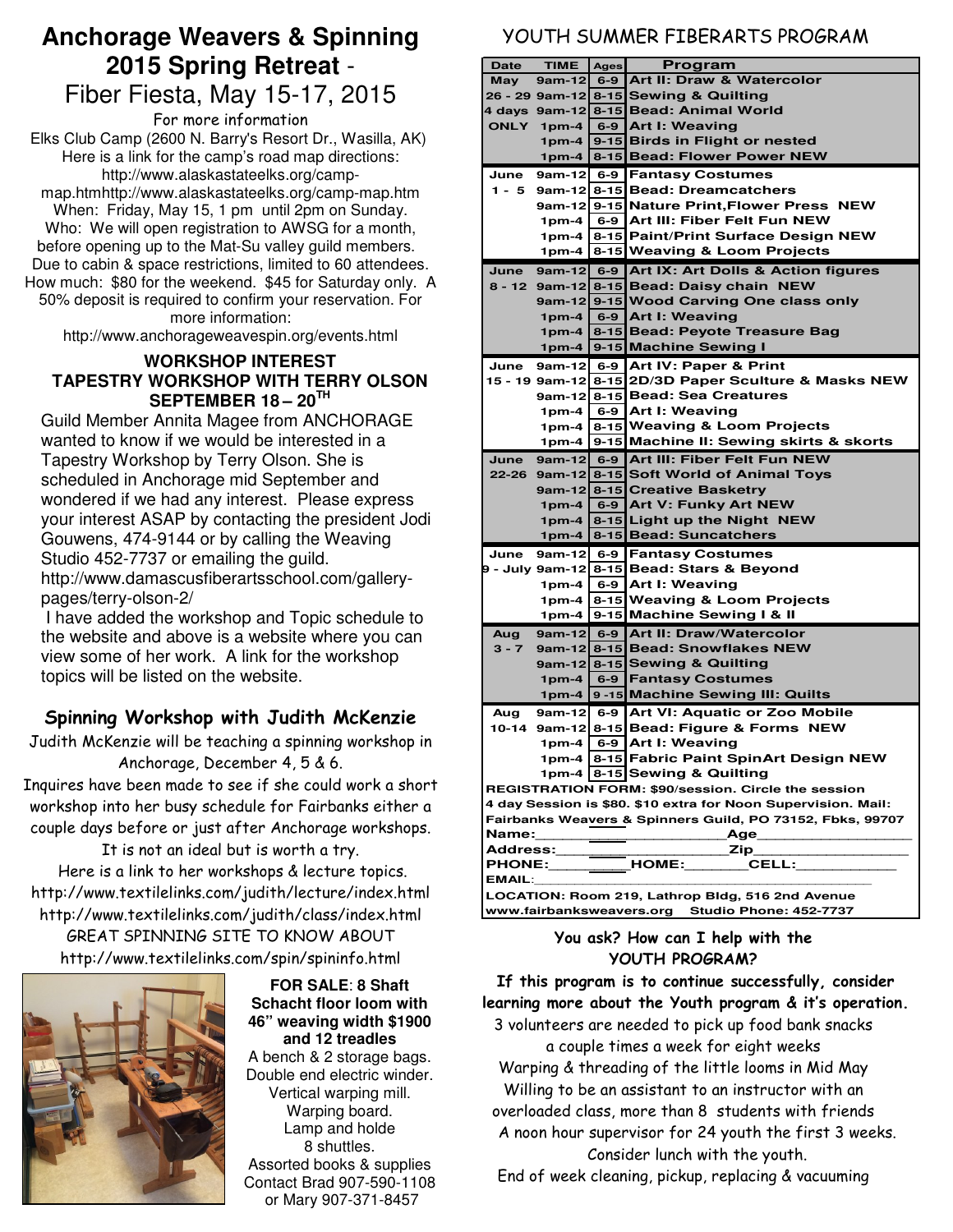# Anchorage Weavers & Spinning 2015 Spring Retreat - Fiber Fiesta, May 15-17, 2015

For more information

Elks Club Camp (2600 N. Barry's Resort Dr., Wasilla, AK)
Here is a link for the camp's road map directions: http://www.alaskastateelks.org/camp-map.htmhttp://www.alaskastateelks.org/camp-map.htm
When: Friday, May 15, 1 pm until 2pm on Sunday.
Who: We will open registration to AWSG for a month, before opening up to the Mat-Su valley guild members. Due to cabin & space restrictions, limited to 60 attendees.
How much: $80 for the weekend. $45 for Saturday only. A 50% deposit is required to confirm your reservation. For more information:
http://www.anchorageweavespin.org/events.html

## WORKSHOP INTEREST
## TAPESTRY WORKSHOP WITH TERRY OLSON SEPTEMBER 18 – 20TH

Guild Member Annita Magee from ANCHORAGE wanted to know if we would be interested in a Tapestry Workshop by Terry Olson. She is scheduled in Anchorage mid September and wondered if we had any interest. Please express your interest ASAP by contacting the president Jodi Gouwens, 474-9144 or by calling the Weaving Studio 452-7737 or emailing the guild.
http://www.damascusfiberartsschool.com/gallery-pages/terry-olson-2/

I have added the workshop and Topic schedule to the website and above is a website where you can view some of her work. A link for the workshop topics will be listed on the website.

## Spinning Workshop with Judith McKenzie

Judith McKenzie will be teaching a spinning workshop in Anchorage, December 4, 5 & 6.

Inquires have been made to see if she could work a short workshop into her busy schedule for Fairbanks either a couple days before or just after Anchorage workshops. It is not an ideal but is worth a try.

Here is a link to her workshops & lecture topics.
http://www.textilelinks.com/judith/lecture/index.html
http://www.textilelinks.com/judith/class/index.html
GREAT SPINNING SITE TO KNOW ABOUT
http://www.textilelinks.com/spin/spininfo.html

**FOR SALE: 8 Shaft Schacht floor loom with 46" weaving width $1900 and 12 treadles**
A bench & 2 storage bags.
Double end electric winder.
Vertical warping mill.
Warping board.
Lamp and holde
8 shuttles.
Assorted books & supplies
Contact Brad 907-590-1108 or Mary 907-371-8457

## YOUTH SUMMER FIBERARTS PROGRAM

| Date | TIME | Ages | Program |
|---|---|---|---|
| May 26 - 29 4 days ONLY | 9am-12 | 6-9 | Art II: Draw & Watercolor |
| | 9am-12 | 8-15 | Sewing & Quilting |
| | 9am-12 | 8-15 | Bead: Animal World |
| | 1pm-4 | 6-9 | Art I: Weaving |
| | 1pm-4 | 9-15 | Birds in Flight or nested |
| | 1pm-4 | 8-15 | Bead: Flower Power NEW |
| June 1 - 5 | 9am-12 | 6-9 | Fantasy Costumes |
| | 9am-12 | 8-15 | Bead: Dreamcatchers |
| | 9am-12 | 9-15 | Nature Print,Flower Press NEW |
| | 1pm-4 | 6-9 | Art III: Fiber Felt Fun NEW |
| | 1pm-4 | 8-15 | Paint/Print Surface Design NEW |
| | 1pm-4 | 8-15 | Weaving & Loom Projects |
| June 8 - 12 | 9am-12 | 6-9 | Art IX: Art Dolls & Action figures |
| | 9am-12 | 8-15 | Bead: Daisy chain NEW |
| | 9am-12 | 9-15 | Wood Carving One class only |
| | 1pm-4 | 6-9 | Art I: Weaving |
| | 1pm-4 | 8-15 | Bead: Peyote Treasure Bag |
| | 1pm-4 | 9-15 | Machine Sewing I |
| June 15 - 19 | 9am-12 | 6-9 | Art IV: Paper & Print |
| | 9am-12 | 8-15 | 2D/3D Paper Sculture & Masks NEW |
| | 9am-12 | 8-15 | Bead: Sea Creatures |
| | 1pm-4 | 6-9 | Art I: Weaving |
| | 1pm-4 | 8-15 | Weaving & Loom Projects |
| | 1pm-4 | 9-15 | Machine II: Sewing skirts & skorts |
| June 22-26 | 9am-12 | 6-9 | Art III: Fiber Felt Fun NEW |
| | 9am-12 | 8-15 | Soft World of Animal Toys |
| | 9am-12 | 8-15 | Creative Basketry |
| | 1pm-4 | 6-9 | Art V: Funky Art NEW |
| | 1pm-4 | 8-15 | Light up the Night NEW |
| | 1pm-4 | 8-15 | Bead: Suncatchers |
| June 29 - July 3 | 9am-12 | 6-9 | Fantasy Costumes |
| | 9am-12 | 8-15 | Bead: Stars & Beyond |
| | 1pm-4 | 6-9 | Art I: Weaving |
| | 1pm-4 | 8-15 | Weaving & Loom Projects |
| | 1pm-4 | 9-15 | Machine Sewing I & II |
| Aug 3 - 7 | 9am-12 | 6-9 | Art II: Draw/Watercolor |
| | 9am-12 | 8-15 | Bead: Snowflakes NEW |
| | 9am-12 | 8-15 | Sewing & Quilting |
| | 1pm-4 | 6-9 | Fantasy Costumes |
| | 1pm-4 | 9 -15 | Machine Sewing III: Quilts |
| Aug 10-14 | 9am-12 | 6-9 | Art VI: Aquatic or Zoo Mobile |
| | 9am-12 | 8-15 | Bead: Figure & Forms NEW |
| | 1pm-4 | 6-9 | Art I: Weaving |
| | 1pm-4 | 8-15 | Fabric Paint SpinArt Design NEW |
| | 1pm-4 | 8-15 | Sewing & Quilting |

**REGISTRATION FORM: $90/session. Circle the session**
**4 day Session is $80. $10 extra for Noon Supervision. Mail:**
**Fairbanks Weavers & Spinners Guild, PO 73152, Fbks, 99707**
**Name:______________________Age________________**
**Address:____________________Zip________________**
**PHONE:__________HOME:________CELL:___________**
**EMAIL:_____________________________________**
**LOCATION: Room 219, Lathrop Bldg, 516 2nd Avenue**
**www.fairbanksweavers.org Studio Phone: 452-7737**

**You ask? How can I help with the YOUTH PROGRAM?**

**If this program is to continue successfully, consider learning more about the Youth program & it's operation.**

3 volunteers are needed to pick up food bank snacks a couple times a week for eight weeks
Warping & threading of the little looms in Mid May
Willing to be an assistant to an instructor with an overloaded class, more than 8 students with friends
A noon hour supervisor for 24 youth the first 3 weeks. Consider lunch with the youth.
End of week cleaning, pickup, replacing & vacuuming